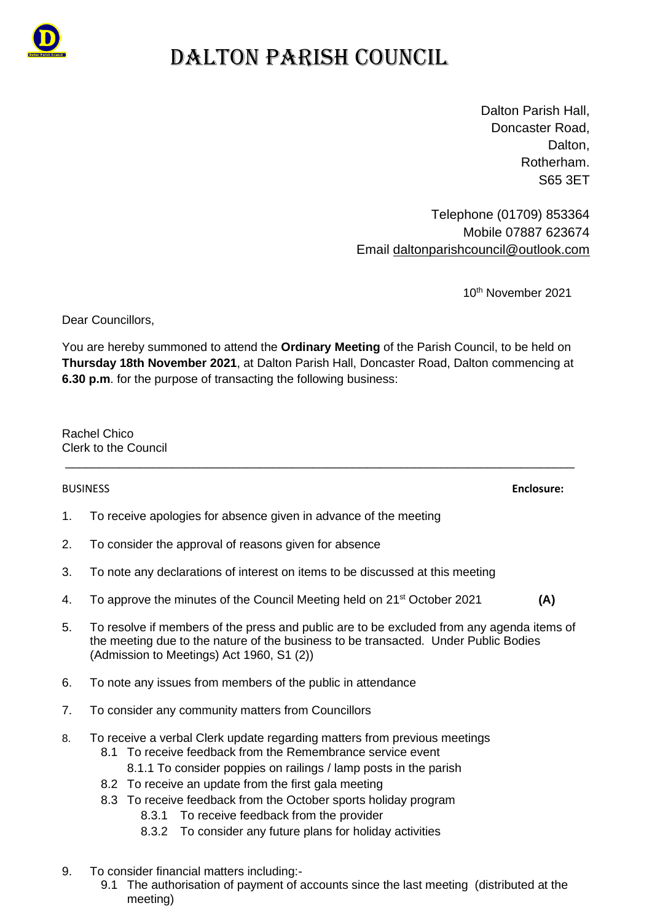# DALTON PARISH COUNCIL

Dalton Parish Hall,
Doncaster Road,
Dalton,
Rotherham.
S65 3ET

Telephone (01709) 853364
Mobile 07887 623674
Email daltonparishcouncil@outlook.com

10th November 2021

Dear Councillors,

You are hereby summoned to attend the **Ordinary Meeting** of the Parish Council, to be held on **Thursday 18th November 2021**, at Dalton Parish Hall, Doncaster Road, Dalton commencing at **6.30 p.m**. for the purpose of transacting the following business:

Rachel Chico
Clerk to the Council

---

BUSINESS **Enclosure:**

1. To receive apologies for absence given in advance of the meeting
2. To consider the approval of reasons given for absence
3. To note any declarations of interest on items to be discussed at this meeting
4. To approve the minutes of the Council Meeting held on 21st October 2021 **(A)**
5. To resolve if members of the press and public are to be excluded from any agenda items of the meeting due to the nature of the business to be transacted. Under Public Bodies (Admission to Meetings) Act 1960, S1 (2))
6. To note any issues from members of the public in attendance
7. To consider any community matters from Councillors
8. To receive a verbal Clerk update regarding matters from previous meetings
   - 8.1 To receive feedback from the Remembrance service event
     - 8.1.1 To consider poppies on railings / lamp posts in the parish
   - 8.2 To receive an update from the first gala meeting
   - 8.3 To receive feedback from the October sports holiday program
     - 8.3.1 To receive feedback from the provider
     - 8.3.2 To consider any future plans for holiday activities
9. To consider financial matters including:-
   - 9.1 The authorisation of payment of accounts since the last meeting (distributed at the meeting)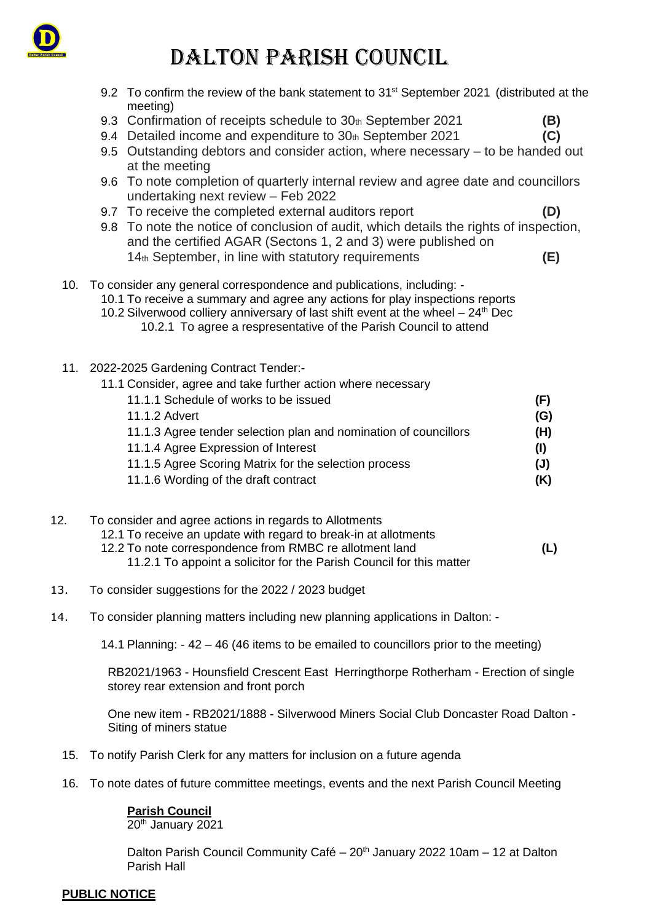# DALTON PARISH COUNCIL

9.2 To confirm the review of the bank statement to 31st September 2021 (distributed at the meeting)

9.3 Confirmation of receipts schedule to 30th September 2021 **(B)**

9.4 Detailed income and expenditure to 30th September 2021 **(C)**

9.5 Outstanding debtors and consider action, where necessary – to be handed out at the meeting

9.6 To note completion of quarterly internal review and agree date and councillors undertaking next review – Feb 2022

9.7 To receive the completed external auditors report **(D)**

9.8 To note the notice of conclusion of audit, which details the rights of inspection, and the certified AGAR (Sectons 1, 2 and 3) were published on 14th September, in line with statutory requirements **(E)**

10. To consider any general correspondence and publications, including: -
    - 10.1 To receive a summary and agree any actions for play inspections reports
    - 10.2 Silverwood colliery anniversary of last shift event at the wheel – 24th Dec
      - 10.2.1 To agree a respresentative of the Parish Council to attend

11. 2022-2025 Gardening Contract Tender:-
    - 11.1 Consider, agree and take further action where necessary
      - 11.1.1 Schedule of works to be issued **(F)**
      - 11.1.2 Advert **(G)**
      - 11.1.3 Agree tender selection plan and nomination of councillors **(H)**
      - 11.1.4 Agree Expression of Interest **(I)**
      - 11.1.5 Agree Scoring Matrix for the selection process **(J)**
      - 11.1.6 Wording of the draft contract **(K)**

12. To consider and agree actions in regards to Allotments
    - 12.1 To receive an update with regard to break-in at allotments
    - 12.2 To note correspondence from RMBC re allotment land **(L)**
      - 11.2.1 To appoint a solicitor for the Parish Council for this matter

13. To consider suggestions for the 2022 / 2023 budget

14. To consider planning matters including new planning applications in Dalton: -

    14.1 Planning: - 42 – 46 (46 items to be emailed to councillors prior to the meeting)

    RB2021/1963 - Hounsfield Crescent East Herringthorpe Rotherham - Erection of single storey rear extension and front porch

    One new item - RB2021/1888 - Silverwood Miners Social Club Doncaster Road Dalton - Siting of miners statue

15. To notify Parish Clerk for any matters for inclusion on a future agenda

16. To note dates of future committee meetings, events and the next Parish Council Meeting

    **Parish Council**
    20th January 2021

    Dalton Parish Council Community Café – 20th January 2022 10am – 12 at Dalton Parish Hall

**PUBLIC NOTICE**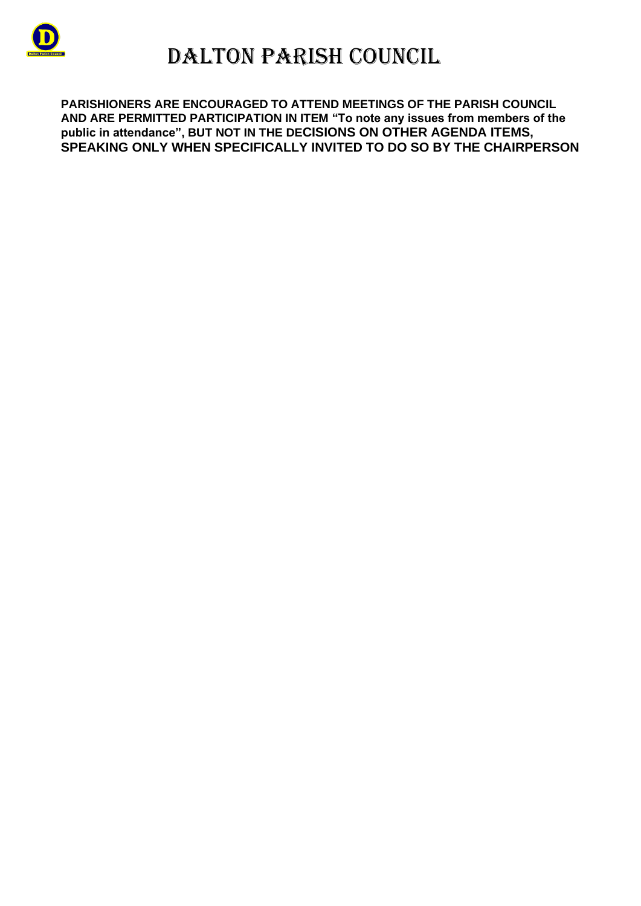# DALTON PARISH COUNCIL

**PARISHIONERS ARE ENCOURAGED TO ATTEND MEETINGS OF THE PARISH COUNCIL AND ARE PERMITTED PARTICIPATION IN ITEM "To note any issues from members of the public in attendance", BUT NOT IN THE DECISIONS ON OTHER AGENDA ITEMS, SPEAKING ONLY WHEN SPECIFICALLY INVITED TO DO SO BY THE CHAIRPERSON**